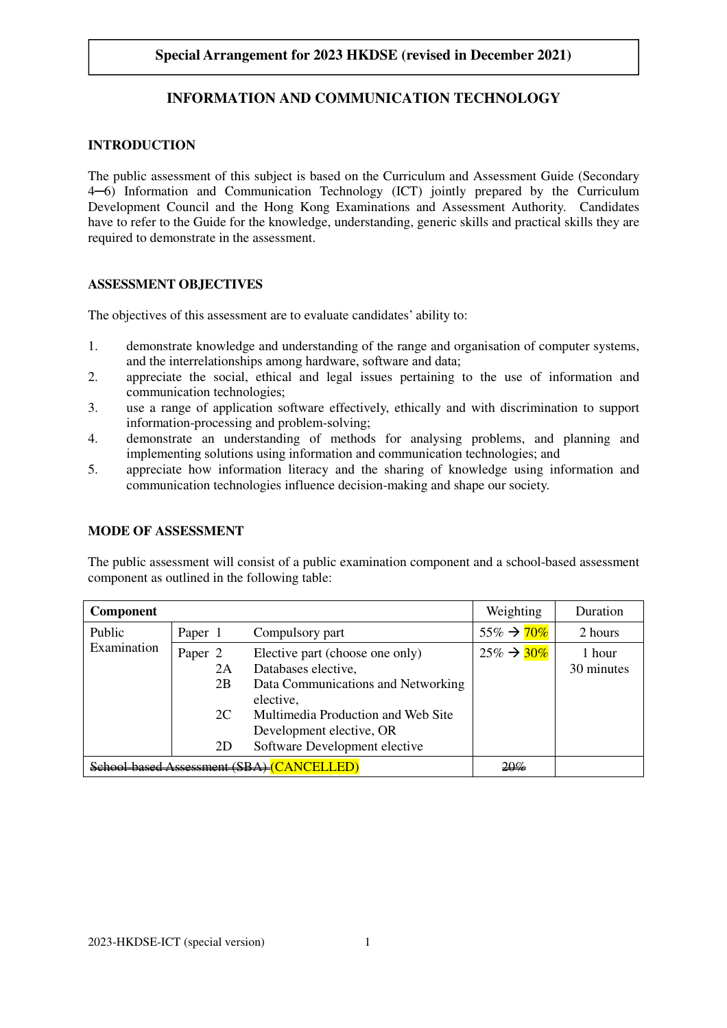**Special Arrangement for 2023 HKDSE (revised in December 2021)**

# INFORMATION AND COMMUNICATION TECHNOLOGY

## INTRODUCTION

The public assessment of this subject is based on the Curriculum and Assessment Guide (Secondary 4─6) Information and Communication Technology (ICT) jointly prepared by the Curriculum Development Council and the Hong Kong Examinations and Assessment Authority. Candidates have to refer to the Guide for the knowledge, understanding, generic skills and practical skills they are required to demonstrate in the assessment.

## ASSESSMENT OBJECTIVES

The objectives of this assessment are to evaluate candidates' ability to:

1. demonstrate knowledge and understanding of the range and organisation of computer systems, and the interrelationships among hardware, software and data;
2. appreciate the social, ethical and legal issues pertaining to the use of information and communication technologies;
3. use a range of application software effectively, ethically and with discrimination to support information-processing and problem-solving;
4. demonstrate an understanding of methods for analysing problems, and planning and implementing solutions using information and communication technologies; and
5. appreciate how information literacy and the sharing of knowledge using information and communication technologies influence decision-making and shape our society.

## MODE OF ASSESSMENT

The public assessment will consist of a public examination component and a school-based assessment component as outlined in the following table:

| **Component** | | | Weighting | Duration |
|---|---|---|---|---|
| Public Examination | Paper 1 | Compulsory part | 55% → 70% | 2 hours |
| | Paper 2<br>2A<br>2B<br>2C<br>2D | Elective part (choose one only)<br>Databases elective,<br>Data Communications and Networking elective,<br>Multimedia Production and Web Site Development elective, OR<br>Software Development elective | 25% → 30% | 1 hour 30 minutes |
| ~~School-based Assessment (SBA)~~ (CANCELLED) | | | ~~20%~~ | |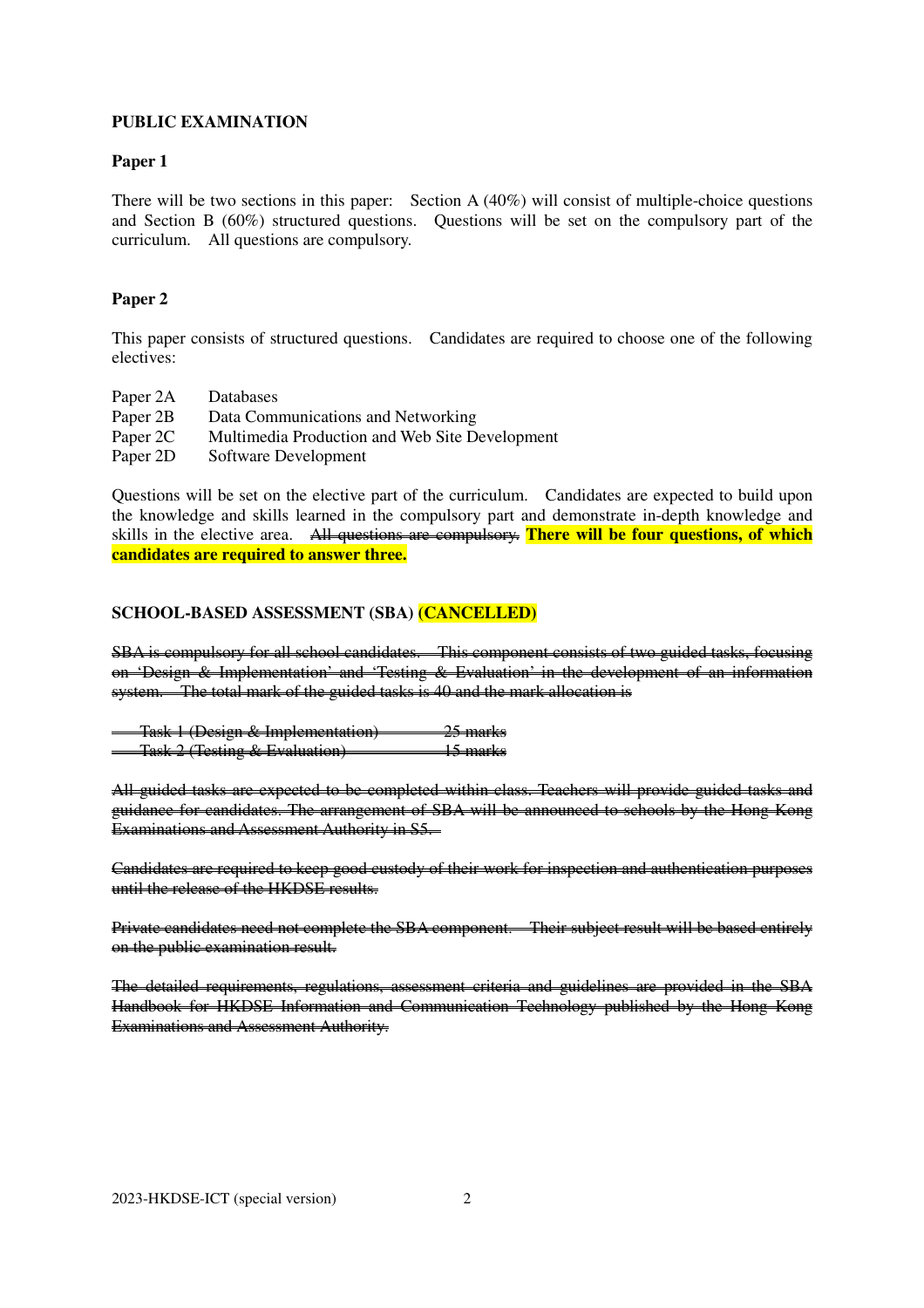**PUBLIC EXAMINATION**

**Paper 1**

There will be two sections in this paper: Section A (40%) will consist of multiple-choice questions and Section B (60%) structured questions. Questions will be set on the compulsory part of the curriculum. All questions are compulsory.

**Paper 2**

This paper consists of structured questions. Candidates are required to choose one of the following electives:

Paper 2A Databases
Paper 2B Data Communications and Networking
Paper 2C Multimedia Production and Web Site Development
Paper 2D Software Development

Questions will be set on the elective part of the curriculum. Candidates are expected to build upon the knowledge and skills learned in the compulsory part and demonstrate in-depth knowledge and skills in the elective area. ~~All questions are compulsory.~~ **There will be four questions, of which candidates are required to answer three.**

**SCHOOL-BASED ASSESSMENT (SBA) (CANCELLED)**

~~SBA is compulsory for all school candidates. This component consists of two guided tasks, focusing on 'Design & Implementation' and 'Testing & Evaluation' in the development of an information system. The total mark of the guided tasks is 40 and the mark allocation is~~

~~Task 1 (Design & Implementation) 25 marks~~
~~Task 2 (Testing & Evaluation) 15 marks~~

~~All guided tasks are expected to be completed within class. Teachers will provide guided tasks and guidance for candidates. The arrangement of SBA will be announced to schools by the Hong Kong Examinations and Assessment Authority in S5.~~

~~Candidates are required to keep good custody of their work for inspection and authentication purposes until the release of the HKDSE results.~~

~~Private candidates need not complete the SBA component. Their subject result will be based entirely on the public examination result.~~

~~The detailed requirements, regulations, assessment criteria and guidelines are provided in the SBA Handbook for HKDSE Information and Communication Technology published by the Hong Kong Examinations and Assessment Authority.~~